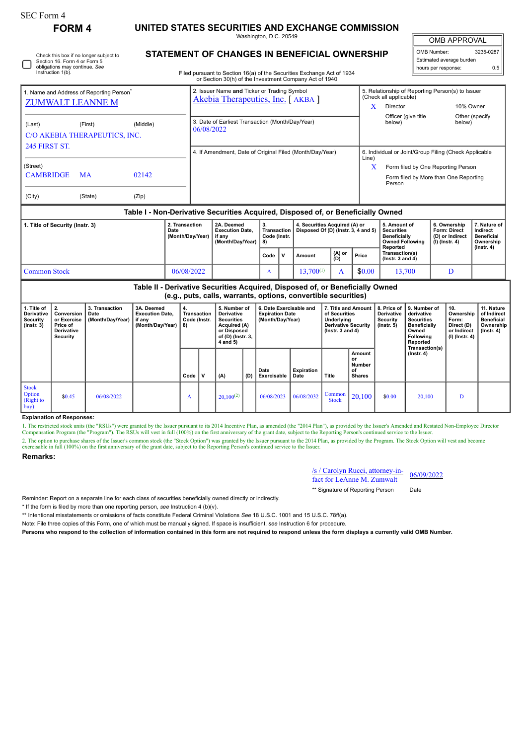SEC Form 4

**FORM 4**

# UNITED STATES SECURITIES AND EXCHANGE COMMISSION

Washington, D.C. 20549

## STATEMENT OF CHANGES IN BENEFICIAL OWNERSHIP

Filed pursuant to Section 16(a) of the Securities Exchange Act of 1934 or Section 30(h) of the Investment Company Act of 1940

Check this box if no longer subject to Section 16. Form 4 or Form 5 obligations may continue. *See* Instruction 1(b).

| OMB APPROVAL | |
|---|---|
| OMB Number: | 3235-0287 |
| Estimated average burden | |
| hours per response: | 0.5 |

**1. Name and Address of Reporting Person***

ZUMWALT LEANNE M

(Last) (First) (Middle)

C/O AKEBIA THERAPEUTICS, INC.
245 FIRST ST.

(Street)

CAMBRIDGE MA 02142

(City) (State) (Zip)

**2. Issuer Name and Ticker or Trading Symbol**

Akebia Therapeutics, Inc. [ AKBA ]

**3. Date of Earliest Transaction (Month/Day/Year)**

06/08/2022

**4. If Amendment, Date of Original Filed (Month/Day/Year)**

**5. Relationship of Reporting Person(s) to Issuer (Check all applicable)**

X Director
10% Owner
Officer (give title below)
Other (specify below)

**6. Individual or Joint/Group Filing (Check Applicable Line)**

X Form filed by One Reporting Person
Form filed by More than One Reporting Person

### Table I - Non-Derivative Securities Acquired, Disposed of, or Beneficially Owned

| 1. Title of Security (Instr. 3) | 2. Transaction Date (Month/Day/Year) | 2A. Deemed Execution Date, if any (Month/Day/Year) | 3. Transaction Code (Instr. 8) | | 4. Securities Acquired (A) or Disposed Of (D) (Instr. 3, 4 and 5) | | | 5. Amount of Securities Beneficially Owned Following Reported Transaction(s) (Instr. 3 and 4) | 6. Ownership Form: Direct (D) or Indirect (I) (Instr. 4) | 7. Nature of Indirect Beneficial Ownership (Instr. 4) |
|---|---|---|---|---|---|---|---|---|---|---|
| | | | Code | V | Amount | (A) or (D) | Price | | | |
| Common Stock | 06/08/2022 | | A | | 13,700[(1)] | A | $0.00 | 13,700 | D | |

### Table II - Derivative Securities Acquired, Disposed of, or Beneficially Owned (e.g., puts, calls, warrants, options, convertible securities)

| 1. Title of Derivative Security (Instr. 3) | 2. Conversion or Exercise Price of Derivative Security | 3. Transaction Date (Month/Day/Year) | 3A. Deemed Execution Date, if any (Month/Day/Year) | 4. Transaction Code (Instr. 8) | | 5. Number of Derivative Securities Acquired (A) or Disposed of (D) (Instr. 3, 4 and 5) | | 6. Date Exercisable and Expiration Date (Month/Day/Year) | | 7. Title and Amount of Securities Underlying Derivative Security (Instr. 3 and 4) | | 8. Price of Derivative Security (Instr. 5) | 9. Number of derivative Securities Beneficially Owned Following Reported Transaction(s) (Instr. 4) | 10. Ownership Form: Direct (D) or Indirect (I) (Instr. 4) | 11. Nature of Indirect Beneficial Ownership (Instr. 4) |
|---|---|---|---|---|---|---|---|---|---|---|---|---|---|---|---|
| | | | | Code | V | (A) | (D) | Date Exercisable | Expiration Date | Title | Amount or Number of Shares | | | | |
| Stock Option (Right to buy) | $0.45 | 06/08/2022 | | A | | 20,100[(2)] | | 06/08/2023 | 06/08/2032 | Common Stock | 20,100 | $0.00 | 20,100 | D | |

**Explanation of Responses:**

1. The restricted stock units (the "RSUs") were granted by the Issuer pursuant to its 2014 Incentive Plan, as amended (the "2014 Plan"), as provided by the Issuer's Amended and Restated Non-Employee Director Compensation Program (the "Program"). The RSUs will vest in full (100%) on the first anniversary of the grant date, subject to the Reporting Person's continued service to the Issuer.

2. The option to purchase shares of the Issuer's common stock (the "Stock Option") was granted by the Issuer pursuant to the 2014 Plan, as provided by the Program. The Stock Option will vest and become exercisable in full (100%) on the first anniversary of the grant date, subject to the Reporting Person's continued service to the Issuer.

**Remarks:**

/s / Carolyn Rucci, attorney-in-fact for LeAnne M. Zumwalt — 06/09/2022

** Signature of Reporting Person — Date

Reminder: Report on a separate line for each class of securities beneficially owned directly or indirectly.

* If the form is filed by more than one reporting person, *see* Instruction 4 (b)(v).

** Intentional misstatements or omissions of facts constitute Federal Criminal Violations *See* 18 U.S.C. 1001 and 15 U.S.C. 78ff(a).

Note: File three copies of this Form, one of which must be manually signed. If space is insufficient, *see* Instruction 6 for procedure.

**Persons who respond to the collection of information contained in this form are not required to respond unless the form displays a currently valid OMB Number.**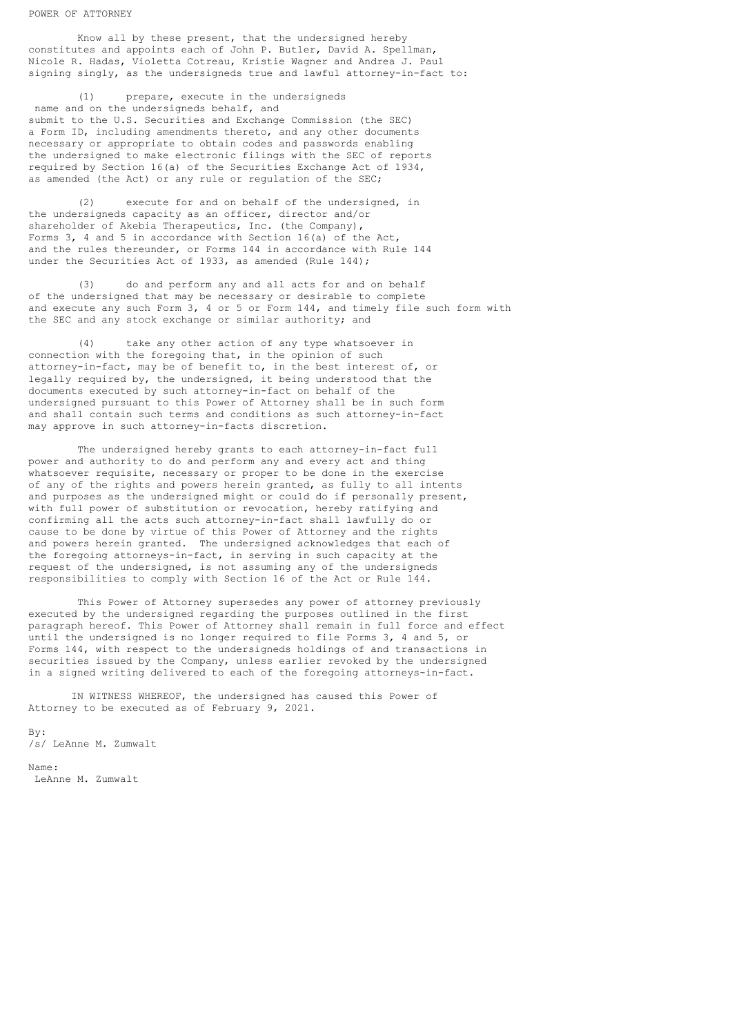POWER OF ATTORNEY

Know all by these present, that the undersigned hereby constitutes and appoints each of John P. Butler, David A. Spellman, Nicole R. Hadas, Violetta Cotreau, Kristie Wagner and Andrea J. Paul signing singly, as the undersigneds true and lawful attorney-in-fact to:

(1) prepare, execute in the undersigneds name and on the undersigneds behalf, and submit to the U.S. Securities and Exchange Commission (the SEC) a Form ID, including amendments thereto, and any other documents necessary or appropriate to obtain codes and passwords enabling the undersigned to make electronic filings with the SEC of reports required by Section 16(a) of the Securities Exchange Act of 1934, as amended (the Act) or any rule or regulation of the SEC;

(2) execute for and on behalf of the undersigned, in the undersigneds capacity as an officer, director and/or shareholder of Akebia Therapeutics, Inc. (the Company), Forms 3, 4 and 5 in accordance with Section 16(a) of the Act, and the rules thereunder, or Forms 144 in accordance with Rule 144 under the Securities Act of 1933, as amended (Rule 144);

(3) do and perform any and all acts for and on behalf of the undersigned that may be necessary or desirable to complete and execute any such Form 3, 4 or 5 or Form 144, and timely file such form with the SEC and any stock exchange or similar authority; and

(4) take any other action of any type whatsoever in connection with the foregoing that, in the opinion of such attorney-in-fact, may be of benefit to, in the best interest of, or legally required by, the undersigned, it being understood that the documents executed by such attorney-in-fact on behalf of the undersigned pursuant to this Power of Attorney shall be in such form and shall contain such terms and conditions as such attorney-in-fact may approve in such attorney-in-facts discretion.

The undersigned hereby grants to each attorney-in-fact full power and authority to do and perform any and every act and thing whatsoever requisite, necessary or proper to be done in the exercise of any of the rights and powers herein granted, as fully to all intents and purposes as the undersigned might or could do if personally present, with full power of substitution or revocation, hereby ratifying and confirming all the acts such attorney-in-fact shall lawfully do or cause to be done by virtue of this Power of Attorney and the rights and powers herein granted. The undersigned acknowledges that each of the foregoing attorneys-in-fact, in serving in such capacity at the request of the undersigned, is not assuming any of the undersigneds responsibilities to comply with Section 16 of the Act or Rule 144.

This Power of Attorney supersedes any power of attorney previously executed by the undersigned regarding the purposes outlined in the first paragraph hereof. This Power of Attorney shall remain in full force and effect until the undersigned is no longer required to file Forms 3, 4 and 5, or Forms 144, with respect to the undersigneds holdings of and transactions in securities issued by the Company, unless earlier revoked by the undersigned in a signed writing delivered to each of the foregoing attorneys-in-fact.

IN WITNESS WHEREOF, the undersigned has caused this Power of Attorney to be executed as of February 9, 2021.

By:
/s/ LeAnne M. Zumwalt

Name:
LeAnne M. Zumwalt